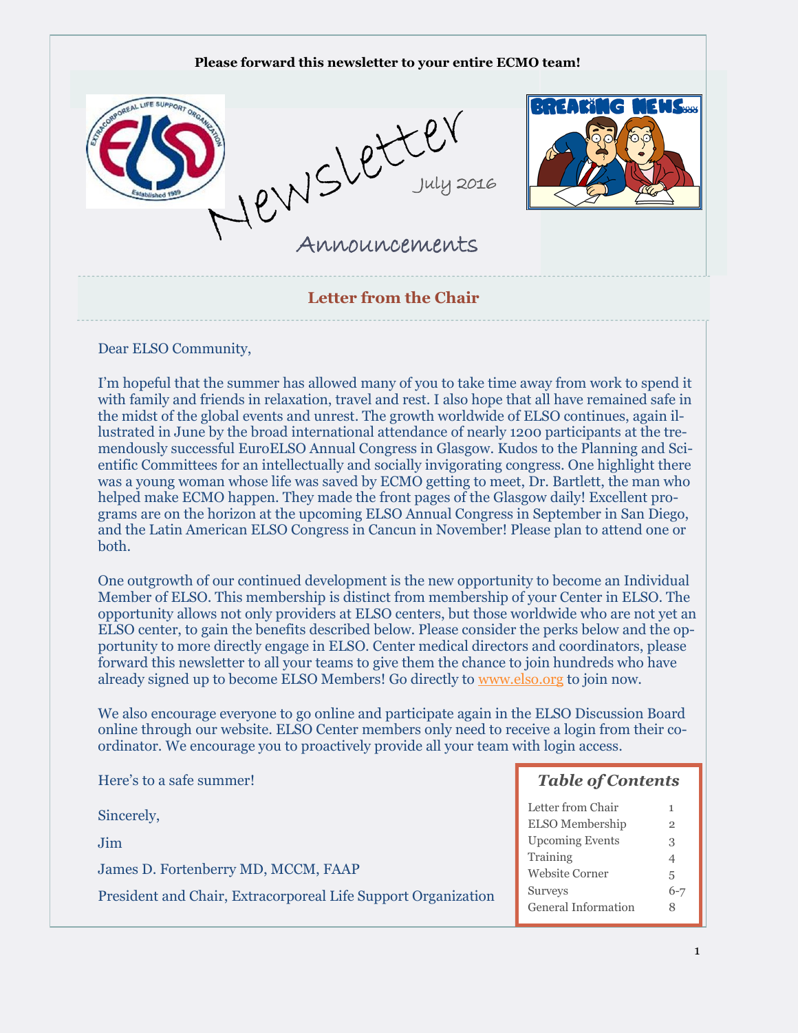**Please forward this newsletter to your entire ECMO team!**

# Newsletter

July 2016

## Announcements

## Letter from the Chair

Dear ELSO Community,

I'm hopeful that the summer has allowed many of you to take time away from work to spend it with family and friends in relaxation, travel and rest. I also hope that all have remained safe in the midst of the global events and unrest. The growth worldwide of ELSO continues, again illustrated in June by the broad international attendance of nearly 1200 participants at the tremendously successful EuroELSO Annual Congress in Glasgow. Kudos to the Planning and Scientific Committees for an intellectually and socially invigorating congress. One highlight there was a young woman whose life was saved by ECMO getting to meet, Dr. Bartlett, the man who helped make ECMO happen. They made the front pages of the Glasgow daily! Excellent programs are on the horizon at the upcoming ELSO Annual Congress in September in San Diego, and the Latin American ELSO Congress in Cancun in November! Please plan to attend one or both.

One outgrowth of our continued development is the new opportunity to become an Individual Member of ELSO. This membership is distinct from membership of your Center in ELSO. The opportunity allows not only providers at ELSO centers, but those worldwide who are not yet an ELSO center, to gain the benefits described below. Please consider the perks below and the opportunity to more directly engage in ELSO. Center medical directors and coordinators, please forward this newsletter to all your teams to give them the chance to join hundreds who have already signed up to become ELSO Members! Go directly to www.elso.org to join now.

We also encourage everyone to go online and participate again in the ELSO Discussion Board online through our website. ELSO Center members only need to receive a login from their coordinator. We encourage you to proactively provide all your team with login access.

Here's to a safe summer!

Sincerely,

Jim

James D. Fortenberry MD, MCCM, FAAP

President and Chair, Extracorporeal Life Support Organization

### *Table of Contents*

| Section | Page |
|---|---|
| Letter from Chair | 1 |
| ELSO Membership | 2 |
| Upcoming Events | 3 |
| Training | 4 |
| Website Corner | 5 |
| Surveys | 6-7 |
| General Information | 8 |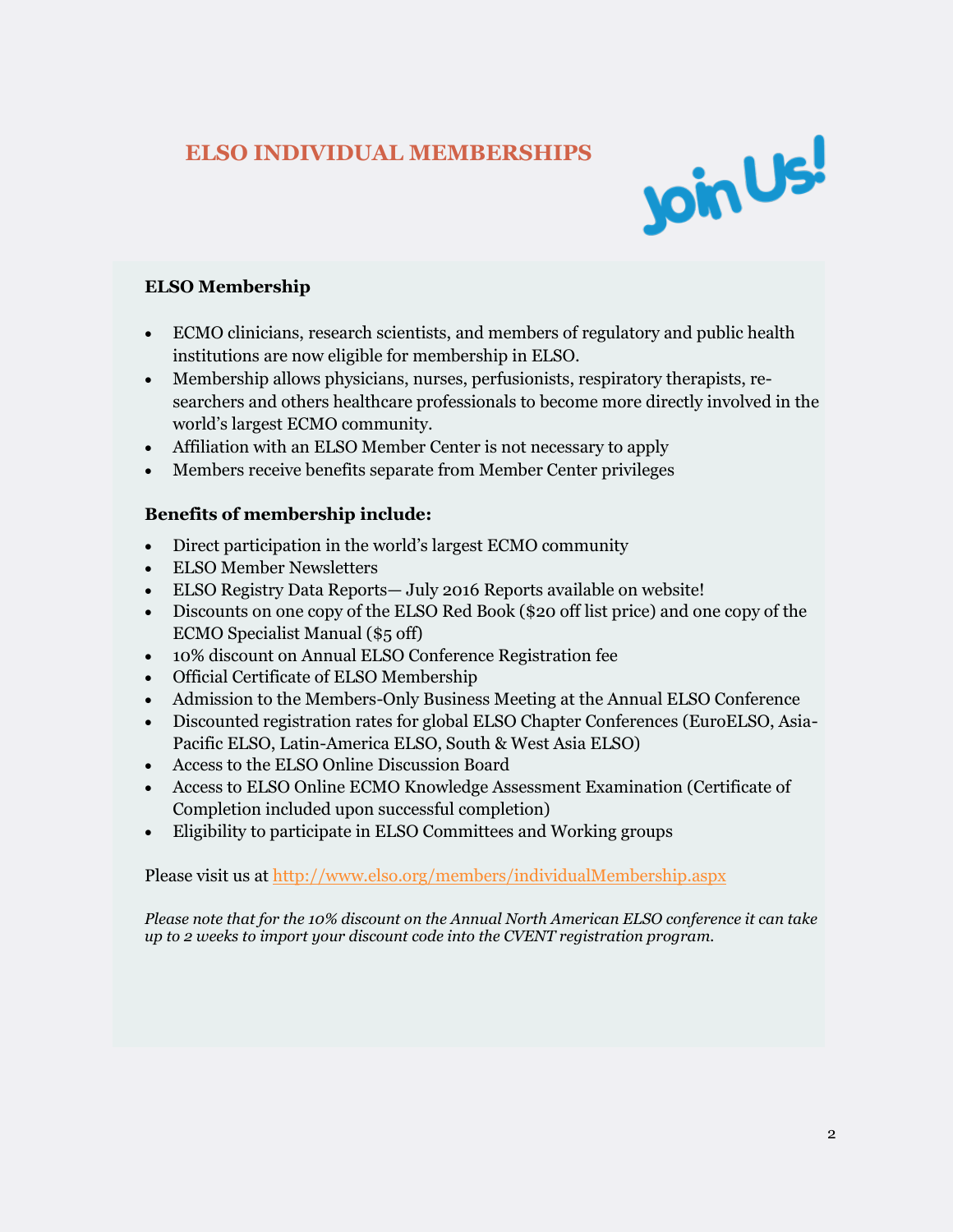# ELSO INDIVIDUAL MEMBERSHIPS

Join Us!

### ELSO Membership

- ECMO clinicians, research scientists, and members of regulatory and public health institutions are now eligible for membership in ELSO.
- Membership allows physicians, nurses, perfusionists, respiratory therapists, researchers and others healthcare professionals to become more directly involved in the world's largest ECMO community.
- Affiliation with an ELSO Member Center is not necessary to apply
- Members receive benefits separate from Member Center privileges

### Benefits of membership include:

- Direct participation in the world's largest ECMO community
- ELSO Member Newsletters
- ELSO Registry Data Reports— July 2016 Reports available on website!
- Discounts on one copy of the ELSO Red Book ($20 off list price) and one copy of the ECMO Specialist Manual ($5 off)
- 10% discount on Annual ELSO Conference Registration fee
- Official Certificate of ELSO Membership
- Admission to the Members-Only Business Meeting at the Annual ELSO Conference
- Discounted registration rates for global ELSO Chapter Conferences (EuroELSO, Asia-Pacific ELSO, Latin-America ELSO, South & West Asia ELSO)
- Access to the ELSO Online Discussion Board
- Access to ELSO Online ECMO Knowledge Assessment Examination (Certificate of Completion included upon successful completion)
- Eligibility to participate in ELSO Committees and Working groups

Please visit us at http://www.elso.org/members/individualMembership.aspx

*Please note that for the 10% discount on the Annual North American ELSO conference it can take up to 2 weeks to import your discount code into the CVENT registration program.*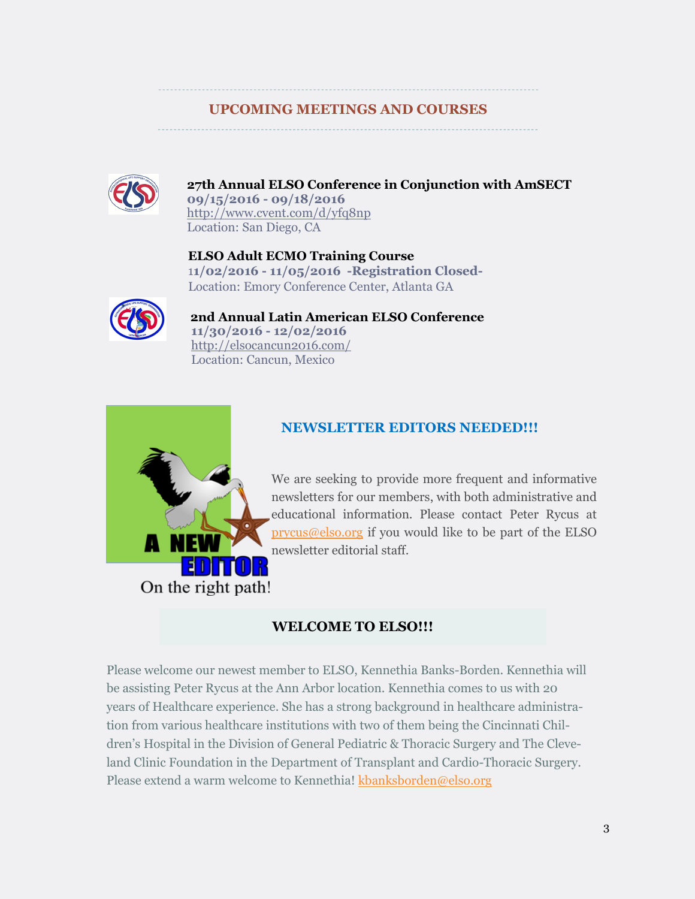## UPCOMING MEETINGS AND COURSES

**27th Annual ELSO Conference in Conjunction with AmSECT**
**09/15/2016 - 09/18/2016**
http://www.cvent.com/d/yfq8np
Location: San Diego, CA

**ELSO Adult ECMO Training Course**
**11/02/2016 - 11/05/2016 -Registration Closed-**
Location: Emory Conference Center, Atlanta GA

**2nd Annual Latin American ELSO Conference**
**11/30/2016 - 12/02/2016**
http://elsocancun2016.com/
Location: Cancun, Mexico

## NEWSLETTER EDITORS NEEDED!!!

We are seeking to provide more frequent and informative newsletters for our members, with both administrative and educational information. Please contact Peter Rycus at prycus@elso.org if you would like to be part of the ELSO newsletter editorial staff.

## WELCOME TO ELSO!!!

Please welcome our newest member to ELSO, Kennethia Banks-Borden. Kennethia will be assisting Peter Rycus at the Ann Arbor location. Kennethia comes to us with 20 years of Healthcare experience. She has a strong background in healthcare administration from various healthcare institutions with two of them being the Cincinnati Children's Hospital in the Division of General Pediatric & Thoracic Surgery and The Cleveland Clinic Foundation in the Department of Transplant and Cardio-Thoracic Surgery. Please extend a warm welcome to Kennethia! kbanksborden@elso.org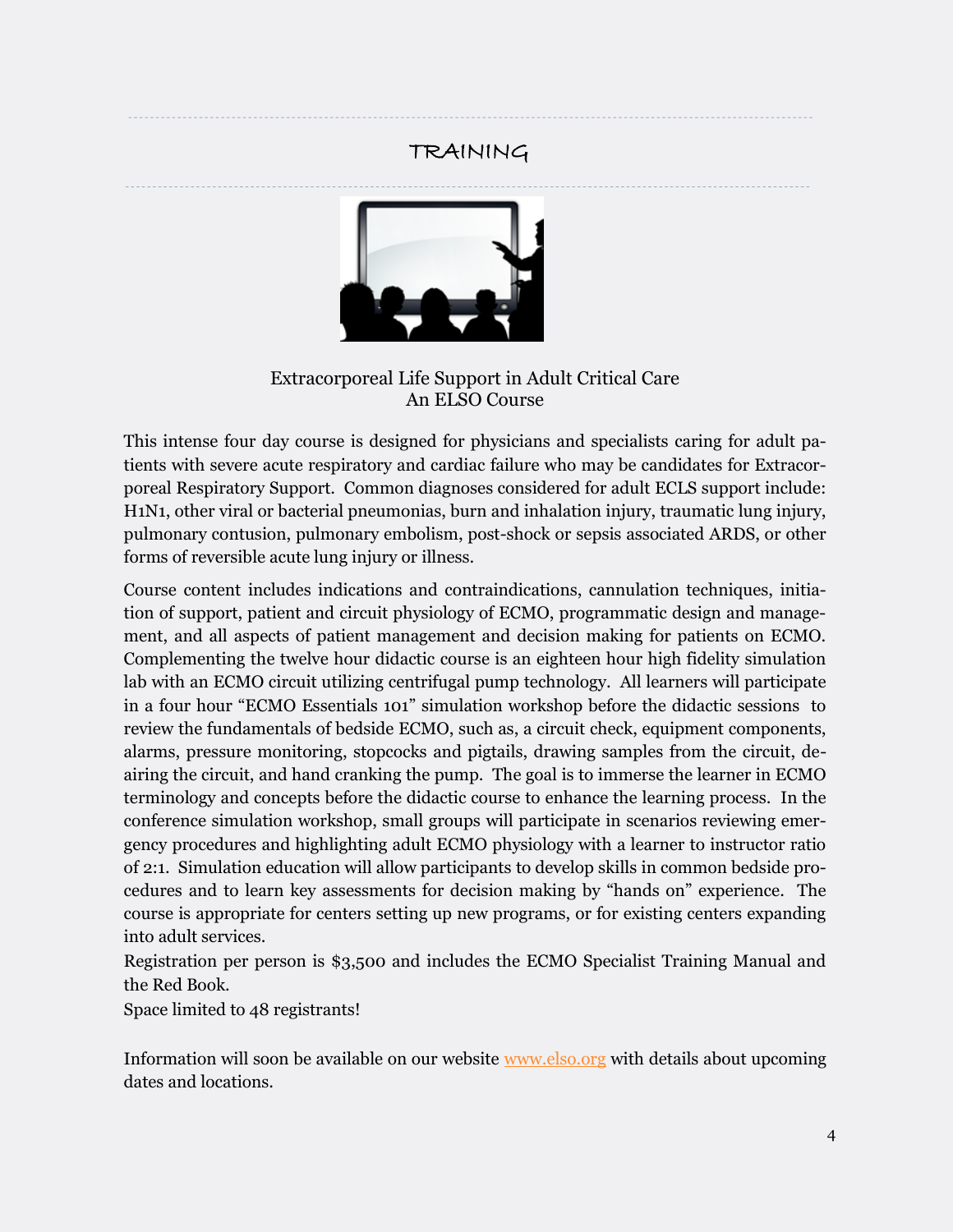# TRAINING

## Extracorporeal Life Support in Adult Critical Care
## An ELSO Course

This intense four day course is designed for physicians and specialists caring for adult patients with severe acute respiratory and cardiac failure who may be candidates for Extracorporeal Respiratory Support. Common diagnoses considered for adult ECLS support include: H1N1, other viral or bacterial pneumonias, burn and inhalation injury, traumatic lung injury, pulmonary contusion, pulmonary embolism, post-shock or sepsis associated ARDS, or other forms of reversible acute lung injury or illness.

Course content includes indications and contraindications, cannulation techniques, initiation of support, patient and circuit physiology of ECMO, programmatic design and management, and all aspects of patient management and decision making for patients on ECMO. Complementing the twelve hour didactic course is an eighteen hour high fidelity simulation lab with an ECMO circuit utilizing centrifugal pump technology. All learners will participate in a four hour "ECMO Essentials 101" simulation workshop before the didactic sessions to review the fundamentals of bedside ECMO, such as, a circuit check, equipment components, alarms, pressure monitoring, stopcocks and pigtails, drawing samples from the circuit, deairing the circuit, and hand cranking the pump. The goal is to immerse the learner in ECMO terminology and concepts before the didactic course to enhance the learning process. In the conference simulation workshop, small groups will participate in scenarios reviewing emergency procedures and highlighting adult ECMO physiology with a learner to instructor ratio of 2:1. Simulation education will allow participants to develop skills in common bedside procedures and to learn key assessments for decision making by "hands on" experience. The course is appropriate for centers setting up new programs, or for existing centers expanding into adult services.

Registration per person is $3,500 and includes the ECMO Specialist Training Manual and the Red Book.

Space limited to 48 registrants!

Information will soon be available on our website www.elso.org with details about upcoming dates and locations.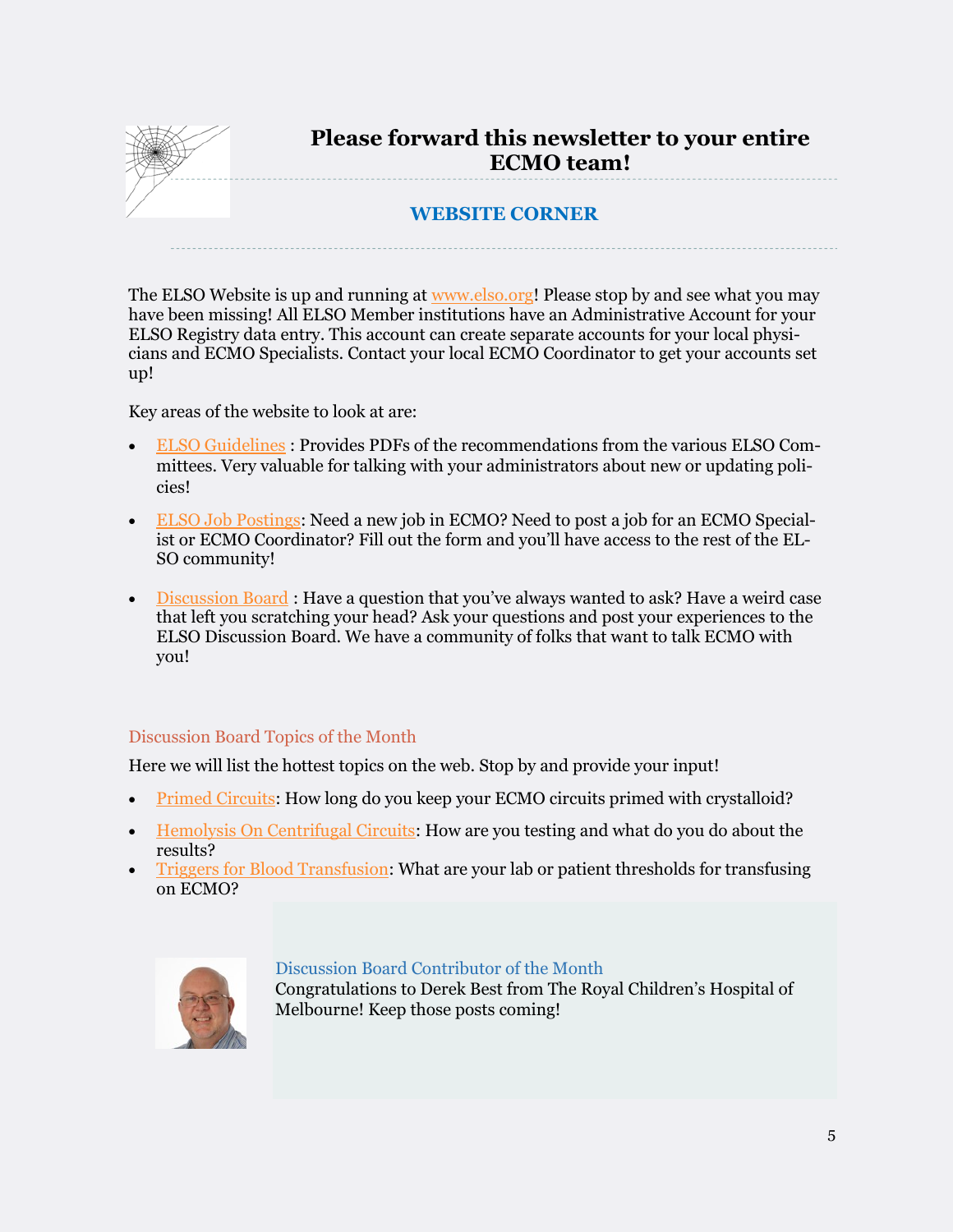## Please forward this newsletter to your entire ECMO team!

### WEBSITE CORNER

The ELSO Website is up and running at www.elso.org! Please stop by and see what you may have been missing! All ELSO Member institutions have an Administrative Account for your ELSO Registry data entry. This account can create separate accounts for your local physicians and ECMO Specialists. Contact your local ECMO Coordinator to get your accounts set up!

Key areas of the website to look at are:

- ELSO Guidelines : Provides PDFs of the recommendations from the various ELSO Committees. Very valuable for talking with your administrators about new or updating policies!
- ELSO Job Postings: Need a new job in ECMO? Need to post a job for an ECMO Specialist or ECMO Coordinator? Fill out the form and you'll have access to the rest of the ELSO community!
- Discussion Board : Have a question that you've always wanted to ask? Have a weird case that left you scratching your head? Ask your questions and post your experiences to the ELSO Discussion Board. We have a community of folks that want to talk ECMO with you!

### Discussion Board Topics of the Month

Here we will list the hottest topics on the web. Stop by and provide your input!

- Primed Circuits: How long do you keep your ECMO circuits primed with crystalloid?
- Hemolysis On Centrifugal Circuits: How are you testing and what do you do about the results?
- Triggers for Blood Transfusion: What are your lab or patient thresholds for transfusing on ECMO?

### Discussion Board Contributor of the Month

Congratulations to Derek Best from The Royal Children's Hospital of Melbourne! Keep those posts coming!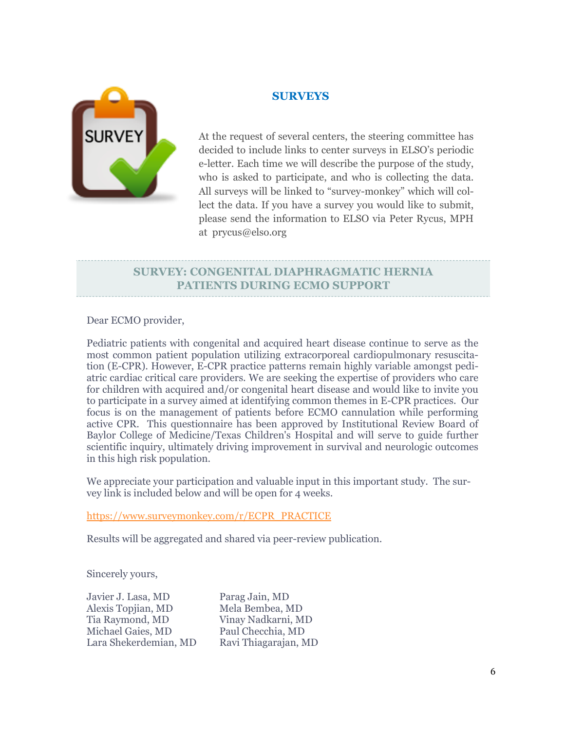## SURVEYS

At the request of several centers, the steering committee has decided to include links to center surveys in ELSO's periodic e-letter. Each time we will describe the purpose of the study, who is asked to participate, and who is collecting the data. All surveys will be linked to "survey-monkey" which will collect the data. If you have a survey you would like to submit, please send the information to ELSO via Peter Rycus, MPH at prycus@elso.org

### SURVEY: CONGENITAL DIAPHRAGMATIC HERNIA PATIENTS DURING ECMO SUPPORT

Dear ECMO provider,

Pediatric patients with congenital and acquired heart disease continue to serve as the most common patient population utilizing extracorporeal cardiopulmonary resuscitation (E-CPR). However, E-CPR practice patterns remain highly variable amongst pediatric cardiac critical care providers. We are seeking the expertise of providers who care for children with acquired and/or congenital heart disease and would like to invite you to participate in a survey aimed at identifying common themes in E-CPR practices. Our focus is on the management of patients before ECMO cannulation while performing active CPR. This questionnaire has been approved by Institutional Review Board of Baylor College of Medicine/Texas Children's Hospital and will serve to guide further scientific inquiry, ultimately driving improvement in survival and neurologic outcomes in this high risk population.

We appreciate your participation and valuable input in this important study. The survey link is included below and will be open for 4 weeks.

https://www.surveymonkey.com/r/ECPR_PRACTICE

Results will be aggregated and shared via peer-review publication.

Sincerely yours,

Javier J. Lasa, MD
Alexis Topjian, MD
Tia Raymond, MD
Michael Gaies, MD
Lara Shekerdemian, MD
Parag Jain, MD
Mela Bembea, MD
Vinay Nadkarni, MD
Paul Checchia, MD
Ravi Thiagarajan, MD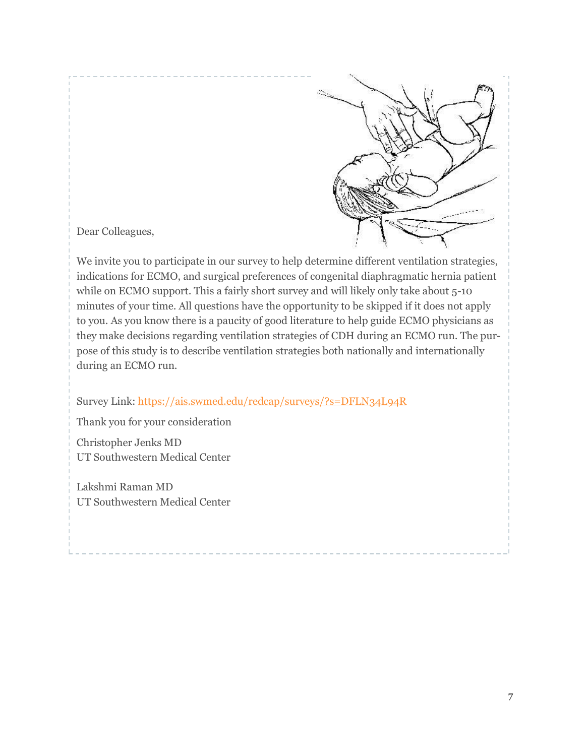Dear Colleagues,

We invite you to participate in our survey to help determine different ventilation strategies, indications for ECMO, and surgical preferences of congenital diaphragmatic hernia patient while on ECMO support. This a fairly short survey and will likely only take about 5-10 minutes of your time. All questions have the opportunity to be skipped if it does not apply to you. As you know there is a paucity of good literature to help guide ECMO physicians as they make decisions regarding ventilation strategies of CDH during an ECMO run. The purpose of this study is to describe ventilation strategies both nationally and internationally during an ECMO run.

Survey Link: [https://ais.swmed.edu/redcap/surveys/?s=DFLN34L94R](https://ais.swmed.edu/redcap/surveys/?s=DFLN34L94R)

Thank you for your consideration

Christopher Jenks MD
UT Southwestern Medical Center

Lakshmi Raman MD
UT Southwestern Medical Center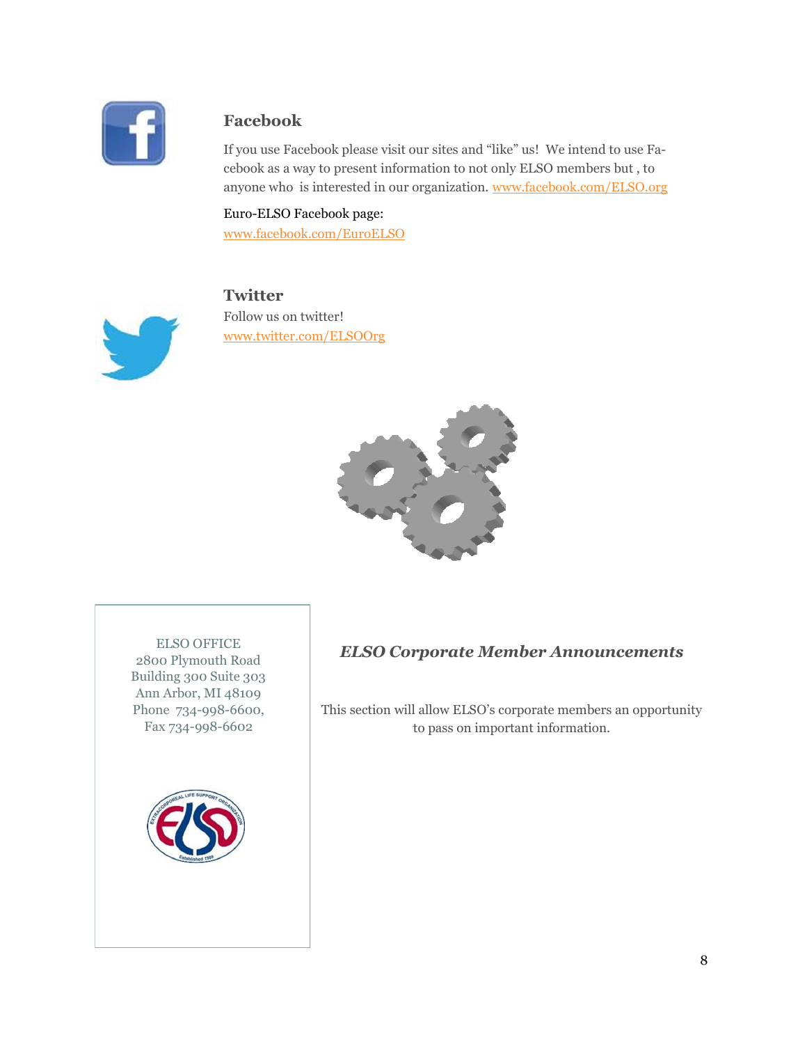## Facebook

If you use Facebook please visit our sites and "like" us! We intend to use Facebook as a way to present information to not only ELSO members but , to anyone who is interested in our organization. www.facebook.com/ELSO.org

Euro-ELSO Facebook page:
www.facebook.com/EuroELSO

## Twitter

Follow us on twitter!
www.twitter.com/ELSOOrg

ELSO OFFICE
2800 Plymouth Road
Building 300 Suite 303
Ann Arbor, MI 48109
Phone 734-998-6600,
Fax 734-998-6602

### *ELSO Corporate Member Announcements*

This section will allow ELSO's corporate members an opportunity to pass on important information.